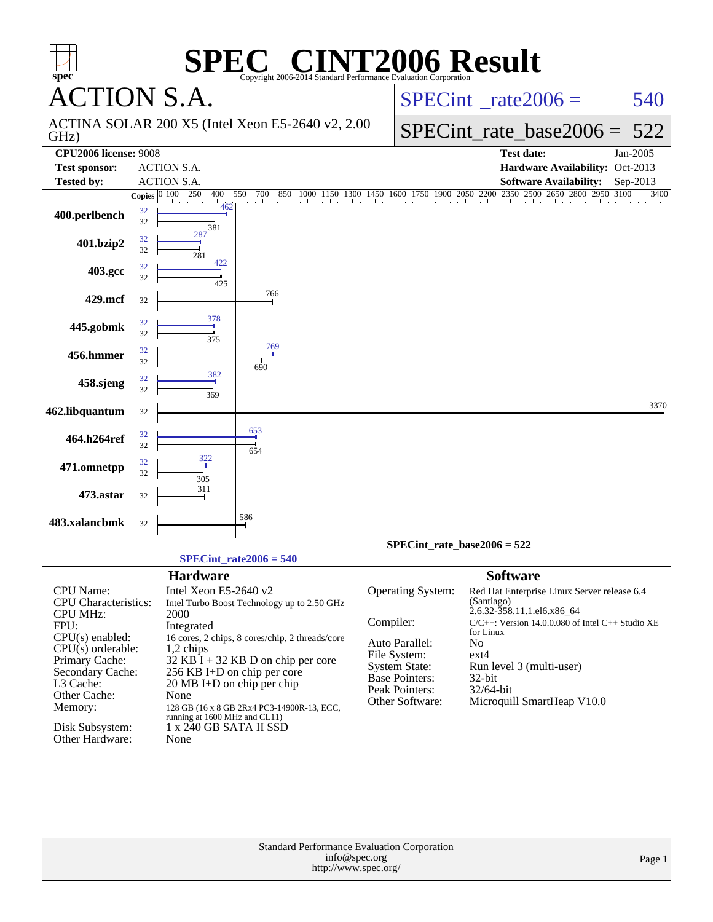# SPEC® CINT2006 Result

Copyright 2006-2014 Standard Performance Evaluation Corporation

## ACTION S.A.

ACTINA SOLAR 200 X5 (Intel Xeon E5-2640 v2, 2.00 GHz)

SPECint_rate2006 = 540

SPECint_rate_base2006 = 522

| | | | |
|---|---|---|---|
| **CPU2006 license:** | 9008 | **Test date:** | Jan-2005 |
| **Test sponsor:** | ACTION S.A. | **Hardware Availability:** | Oct-2013 |
| **Tested by:** | ACTION S.A. | **Software Availability:** | Sep-2013 |

Copies 0 100 250 400 550 700 850 1000 1150 1300 1450 1600 1750 1900 2050 2200 2350 2500 2650 2800 2950 3100 3400

400.perlbench 32 32 462 381

401.bzip2 32 32 287 281

403.gcc 32 32 422 425

429.mcf 32 766

445.gobmk 32 32 378 375

456.hmmer 32 32 769 690

458.sjeng 32 32 382 369

462.libquantum 32 3370

464.h264ref 32 32 653 654

471.omnetpp 32 32 322 305

473.astar 32 311

483.xalancbmk 32 586

SPECint_rate_base2006 = 522

SPECint_rate2006 = 540

### Hardware

| | |
|---|---|
| CPU Name: | Intel Xeon E5-2640 v2 |
| CPU Characteristics: | Intel Turbo Boost Technology up to 2.50 GHz |
| CPU MHz: | 2000 |
| FPU: | Integrated |
| CPU(s) enabled: | 16 cores, 2 chips, 8 cores/chip, 2 threads/core |
| CPU(s) orderable: | 1,2 chips |
| Primary Cache: | 32 KB I + 32 KB D on chip per core |
| Secondary Cache: | 256 KB I+D on chip per core |
| L3 Cache: | 20 MB I+D on chip per chip |
| Other Cache: | None |
| Memory: | 128 GB (16 x 8 GB 2Rx4 PC3-14900R-13, ECC, running at 1600 MHz and CL11) |
| Disk Subsystem: | 1 x 240 GB SATA II SSD |
| Other Hardware: | None |

### Software

| | |
|---|---|
| Operating System: | Red Hat Enterprise Linux Server release 6.4 (Santiago) 2.6.32-358.11.1.el6.x86_64 |
| Compiler: | C/C++: Version 14.0.0.080 of Intel C++ Studio XE for Linux |
| Auto Parallel: | No |
| File System: | ext4 |
| System State: | Run level 3 (multi-user) |
| Base Pointers: | 32-bit |
| Peak Pointers: | 32/64-bit |
| Other Software: | Microquill SmartHeap V10.0 |

Standard Performance Evaluation Corporation
info@spec.org
http://www.spec.org/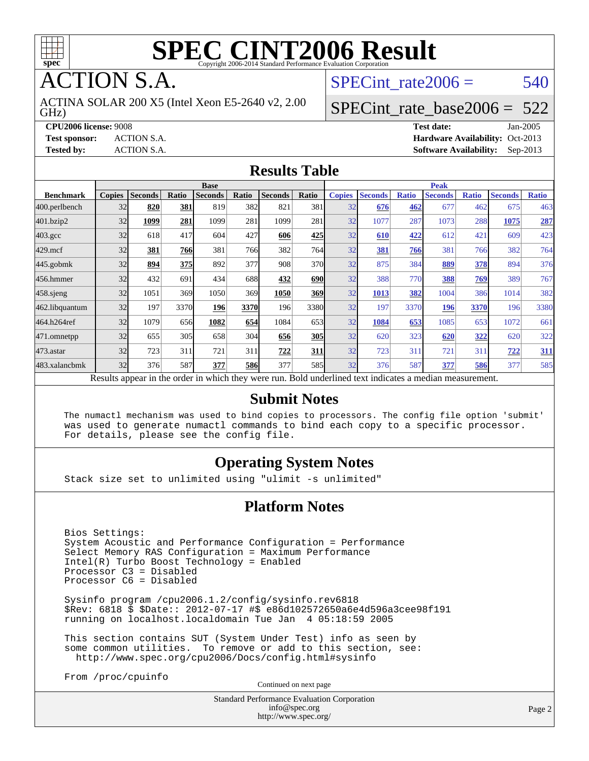# SPEC CINT2006 Result

Copyright 2006-2014 Standard Performance Evaluation Corporation

# ACTION S.A.

ACTINA SOLAR 200 X5 (Intel Xeon E5-2640 v2, 2.00 GHz)

SPECint_rate2006 = 540

SPECint_rate_base2006 = 522

**CPU2006 license:** 9008
**Test sponsor:** ACTION S.A.
**Tested by:** ACTION S.A.

**Test date:** Jan-2005
**Hardware Availability:** Oct-2013
**Software Availability:** Sep-2013

## Results Table

| | Base | | | | | | | | Peak | | | | | | |
|---|---|---|---|---|---|---|---|---|---|---|---|---|---|---|---|
| **Benchmark** | **Copies** | **Seconds** | **Ratio** | **Seconds** | **Ratio** | **Seconds** | **Ratio** | **Copies** | **Seconds** | **Ratio** | **Seconds** | **Ratio** | **Seconds** | **Ratio** |
| 400.perlbench | 32 | **820** | **381** | 819 | 382 | 821 | 381 | 32 | **676** | **462** | 677 | 462 | 675 | 463 |
| 401.bzip2 | 32 | **1099** | **281** | 1099 | 281 | 1099 | 281 | 32 | 1077 | 287 | 1073 | 288 | **1075** | **287** |
| 403.gcc | 32 | 618 | 417 | 604 | 427 | **606** | **425** | 32 | **610** | **422** | 612 | 421 | 609 | 423 |
| 429.mcf | 32 | **381** | **766** | 381 | 766 | 382 | 764 | 32 | **381** | **766** | 381 | 766 | 382 | 764 |
| 445.gobmk | 32 | **894** | **375** | 892 | 377 | 908 | 370 | 32 | 875 | 384 | **889** | **378** | 894 | 376 |
| 456.hmmer | 32 | 432 | 691 | 434 | 688 | **432** | **690** | 32 | 388 | 770 | **388** | **769** | 389 | 767 |
| 458.sjeng | 32 | 1051 | 369 | 1050 | 369 | **1050** | **369** | 32 | **1013** | **382** | 1004 | 386 | 1014 | 382 |
| 462.libquantum | 32 | 197 | 3370 | **196** | **3370** | 196 | 3380 | 32 | 197 | 3370 | **196** | **3370** | 196 | 3380 |
| 464.h264ref | 32 | 1079 | 656 | **1082** | **654** | 1084 | 653 | 32 | **1084** | **653** | 1085 | 653 | 1072 | 661 |
| 471.omnetpp | 32 | 655 | 305 | 658 | 304 | **656** | **305** | 32 | 620 | 323 | **620** | **322** | 620 | 322 |
| 473.astar | 32 | 723 | 311 | 721 | 311 | **722** | **311** | 32 | 723 | 311 | 721 | 311 | **722** | **311** |
| 483.xalancbmk | 32 | 376 | 587 | **377** | **586** | 377 | 585 | 32 | 376 | 587 | **377** | **586** | 377 | 585 |

Results appear in the order in which they were run. Bold underlined text indicates a median measurement.

## Submit Notes

```
The numactl mechanism was used to bind copies to processors. The config file option 'submit'
was used to generate numactl commands to bind each copy to a specific processor.
For details, please see the config file.
```

## Operating System Notes

```
Stack size set to unlimited using "ulimit -s unlimited"
```

## Platform Notes

```
Bios Settings:
System Acoustic and Performance Configuration = Performance
Select Memory RAS Configuration = Maximum Performance
Intel(R) Turbo Boost Technology = Enabled
Processor C3 = Disabled
Processor C6 = Disabled

Sysinfo program /cpu2006.1.2/config/sysinfo.rev6818
$Rev: 6818 $ $Date:: 2012-07-17 #$ e86d102572650a6e4d596a3cee98f191
running on localhost.localdomain Tue Jan  4 05:18:59 2005

This section contains SUT (System Under Test) info as seen by
some common utilities.  To remove or add to this section, see:
  http://www.spec.org/cpu2006/Docs/config.html#sysinfo

From /proc/cpuinfo
```

Continued on next page

Standard Performance Evaluation Corporation
info@spec.org
http://www.spec.org/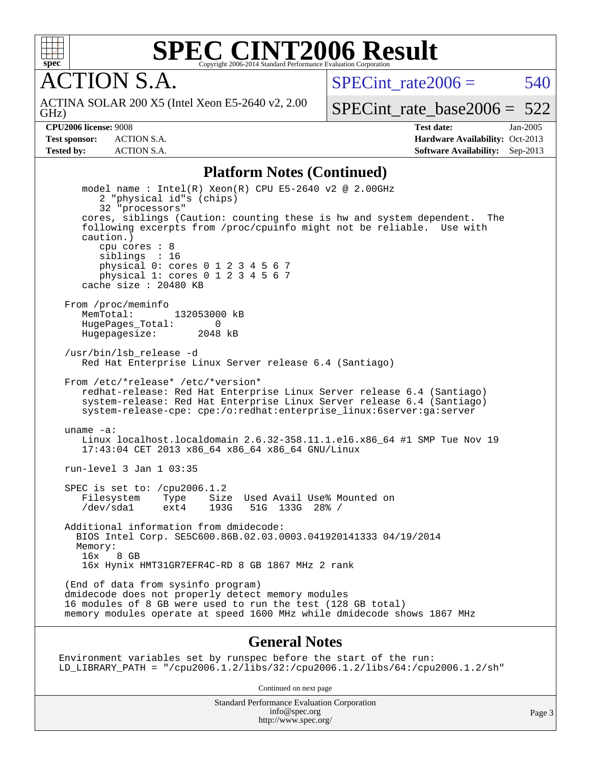# SPEC CINT2006 Result

## ACTION S.A.

ACTINA SOLAR 200 X5 (Intel Xeon E5-2640 v2, 2.00 GHz)

SPECint_rate2006 = 540

SPECint_rate_base2006 = 522

**CPU2006 license:** 9008
**Test sponsor:** ACTION S.A.
**Tested by:** ACTION S.A.

**Test date:** Jan-2005
**Hardware Availability:** Oct-2013
**Software Availability:** Sep-2013

## Platform Notes (Continued)

```
    model name : Intel(R) Xeon(R) CPU E5-2640 v2 @ 2.00GHz
       2 "physical id"s (chips)
       32 "processors"
    cores, siblings (Caution: counting these is hw and system dependent.  The
    following excerpts from /proc/cpuinfo might not be reliable.  Use with
    caution.)
       cpu cores : 8
       siblings  : 16
       physical 0: cores 0 1 2 3 4 5 6 7
       physical 1: cores 0 1 2 3 4 5 6 7
    cache size : 20480 KB

 From /proc/meminfo
    MemTotal:       132053000 kB
    HugePages_Total:       0
    Hugepagesize:       2048 kB

 /usr/bin/lsb_release -d
    Red Hat Enterprise Linux Server release 6.4 (Santiago)

 From /etc/*release* /etc/*version*
    redhat-release: Red Hat Enterprise Linux Server release 6.4 (Santiago)
    system-release: Red Hat Enterprise Linux Server release 6.4 (Santiago)
    system-release-cpe: cpe:/o:redhat:enterprise_linux:6server:ga:server

 uname -a:
    Linux localhost.localdomain 2.6.32-358.11.1.el6.x86_64 #1 SMP Tue Nov 19
    17:43:04 CET 2013 x86_64 x86_64 x86_64 GNU/Linux

 run-level 3 Jan 1 03:35

 SPEC is set to: /cpu2006.1.2
    Filesystem     Type   Size  Used Avail Use% Mounted on
    /dev/sda1      ext4   193G   51G  133G  28% /

 Additional information from dmidecode:
   BIOS Intel Corp. SE5C600.86B.02.03.0003.041920141333 04/19/2014
   Memory:
    16x   8 GB
    16x Hynix HMT31GR7EFR4C-RD 8 GB 1867 MHz 2 rank

 (End of data from sysinfo program)
 dmidecode does not properly detect memory modules
 16 modules of 8 GB were used to run the test (128 GB total)
 memory modules operate at speed 1600 MHz while dmidecode shows 1867 MHz
```

## General Notes

```
Environment variables set by runspec before the start of the run:
LD_LIBRARY_PATH = "/cpu2006.1.2/libs/32:/cpu2006.1.2/libs/64:/cpu2006.1.2/sh"
```

Continued on next page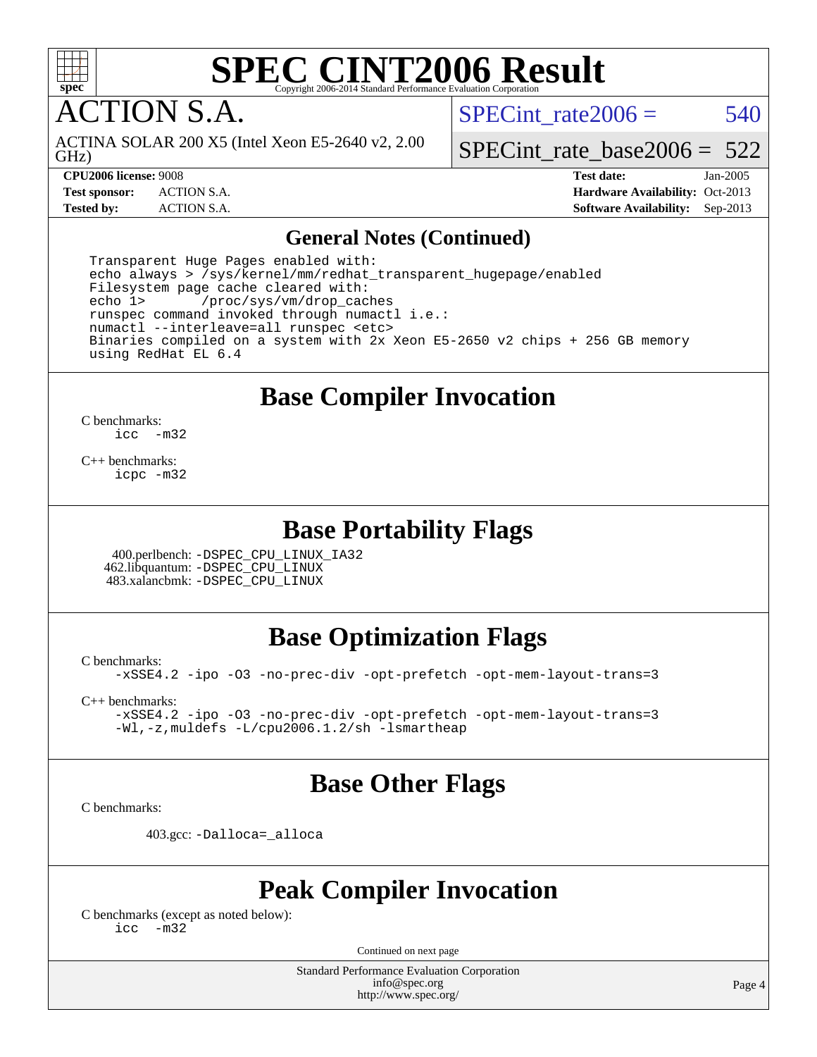# SPEC CINT2006 Result

Copyright 2006-2014 Standard Performance Evaluation Corporation

# ACTION S.A.

ACTINA SOLAR 200 X5 (Intel Xeon E5-2640 v2, 2.00 GHz)

SPECint_rate2006 = 540

SPECint_rate_base2006 = 522

| | | | |
|---|---|---|---|
| **CPU2006 license:** | 9008 | **Test date:** | Jan-2005 |
| **Test sponsor:** | ACTION S.A. | **Hardware Availability:** | Oct-2013 |
| **Tested by:** | ACTION S.A. | **Software Availability:** | Sep-2013 |

## General Notes (Continued)

```
Transparent Huge Pages enabled with:
echo always > /sys/kernel/mm/redhat_transparent_hugepage/enabled
Filesystem page cache cleared with:
echo 1>       /proc/sys/vm/drop_caches
runspec command invoked through numactl i.e.:
numactl --interleave=all runspec <etc>
Binaries compiled on a system with 2x Xeon E5-2650 v2 chips + 256 GB memory
using RedHat EL 6.4
```

## Base Compiler Invocation

C benchmarks:
`icc -m32`

C++ benchmarks:
`icpc -m32`

## Base Portability Flags

400.perlbench: `-DSPEC_CPU_LINUX_IA32`
462.libquantum: `-DSPEC_CPU_LINUX`
483.xalancbmk: `-DSPEC_CPU_LINUX`

## Base Optimization Flags

C benchmarks:
`-xSSE4.2 -ipo -O3 -no-prec-div -opt-prefetch -opt-mem-layout-trans=3`

C++ benchmarks:
`-xSSE4.2 -ipo -O3 -no-prec-div -opt-prefetch -opt-mem-layout-trans=3`
`-Wl,-z,muldefs -L/cpu2006.1.2/sh -lsmartheap`

## Base Other Flags

C benchmarks:

403.gcc: `-Dalloca=_alloca`

## Peak Compiler Invocation

C benchmarks (except as noted below):
`icc -m32`

Continued on next page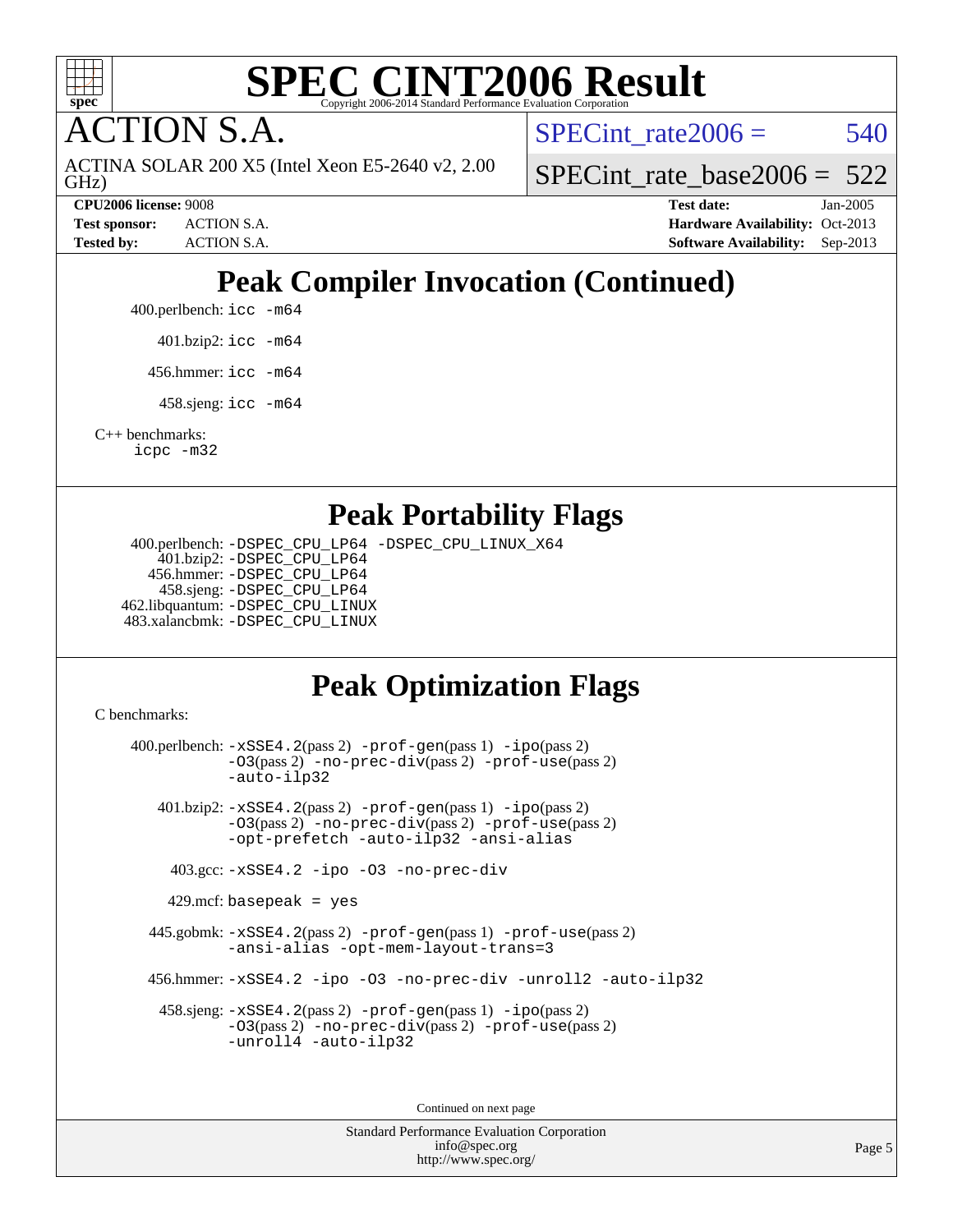# Peak Compiler Invocation (Continued)

400.perlbench: icc -m64

401.bzip2: icc -m64

456.hmmer: icc -m64

458.sjeng: icc -m64

C++ benchmarks:
icpc -m32

# Peak Portability Flags

400.perlbench: -DSPEC_CPU_LP64 -DSPEC_CPU_LINUX_X64
401.bzip2: -DSPEC_CPU_LP64
456.hmmer: -DSPEC_CPU_LP64
458.sjeng: -DSPEC_CPU_LP64
462.libquantum: -DSPEC_CPU_LINUX
483.xalancbmk: -DSPEC_CPU_LINUX

# Peak Optimization Flags

C benchmarks:

400.perlbench: -xSSE4.2(pass 2) -prof-gen(pass 1) -ipo(pass 2) -O3(pass 2) -no-prec-div(pass 2) -prof-use(pass 2) -auto-ilp32

401.bzip2: -xSSE4.2(pass 2) -prof-gen(pass 1) -ipo(pass 2) -O3(pass 2) -no-prec-div(pass 2) -prof-use(pass 2) -opt-prefetch -auto-ilp32 -ansi-alias

403.gcc: -xSSE4.2 -ipo -O3 -no-prec-div

429.mcf: basepeak = yes

445.gobmk: -xSSE4.2(pass 2) -prof-gen(pass 1) -prof-use(pass 2) -ansi-alias -opt-mem-layout-trans=3

456.hmmer: -xSSE4.2 -ipo -O3 -no-prec-div -unroll2 -auto-ilp32

458.sjeng: -xSSE4.2(pass 2) -prof-gen(pass 1) -ipo(pass 2) -O3(pass 2) -no-prec-div(pass 2) -prof-use(pass 2) -unroll4 -auto-ilp32

Continued on next page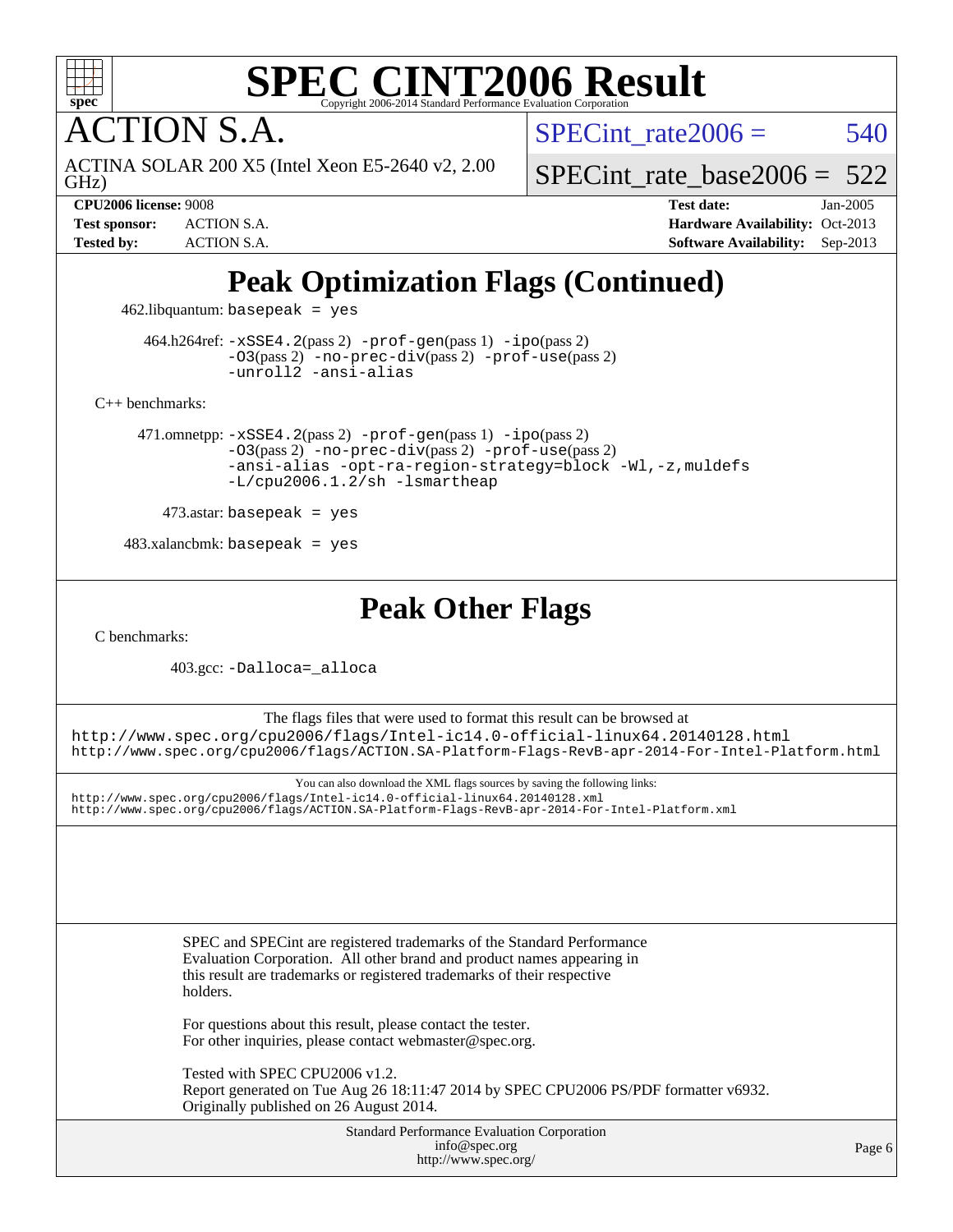# Peak Optimization Flags (Continued)

462.libquantum: basepeak = yes

464.h264ref: -xSSE4.2(pass 2) -prof-gen(pass 1) -ipo(pass 2) -O3(pass 2) -no-prec-div(pass 2) -prof-use(pass 2) -unroll2 -ansi-alias

C++ benchmarks:

471.omnetpp: -xSSE4.2(pass 2) -prof-gen(pass 1) -ipo(pass 2) -O3(pass 2) -no-prec-div(pass 2) -prof-use(pass 2) -ansi-alias -opt-ra-region-strategy=block -Wl,-z,muldefs -L/cpu2006.1.2/sh -lsmartheap

473.astar: basepeak = yes

483.xalancbmk: basepeak = yes

# Peak Other Flags

C benchmarks:

403.gcc: -Dalloca=_alloca

The flags files that were used to format this result can be browsed at
http://www.spec.org/cpu2006/flags/Intel-ic14.0-official-linux64.20140128.html
http://www.spec.org/cpu2006/flags/ACTION.SA-Platform-Flags-RevB-apr-2014-For-Intel-Platform.html

You can also download the XML flags sources by saving the following links:
http://www.spec.org/cpu2006/flags/Intel-ic14.0-official-linux64.20140128.xml
http://www.spec.org/cpu2006/flags/ACTION.SA-Platform-Flags-RevB-apr-2014-For-Intel-Platform.xml

SPEC and SPECint are registered trademarks of the Standard Performance Evaluation Corporation. All other brand and product names appearing in this result are trademarks or registered trademarks of their respective holders.

For questions about this result, please contact the tester.
For other inquiries, please contact webmaster@spec.org.

Tested with SPEC CPU2006 v1.2.
Report generated on Tue Aug 26 18:11:47 2014 by SPEC CPU2006 PS/PDF formatter v6932.
Originally published on 26 August 2014.